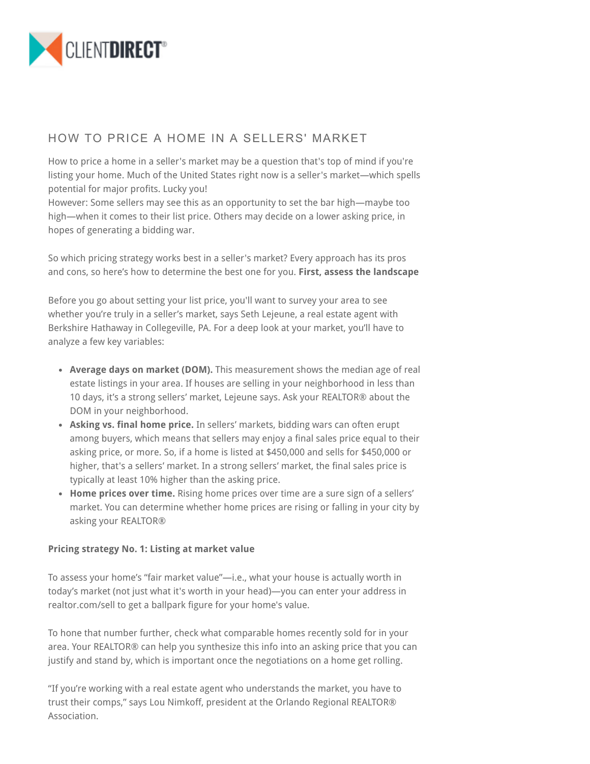# HOW TO PRICE A HOME IN A SELLERS' MARKET

How to price a home in a seller's market may be a question that's top of mind if you're listing your home. Much of the United States right now is a seller's market—which spells potential for major profits. Lucky you!
However: Some sellers may see this as an opportunity to set the bar high—maybe too high—when it comes to their list price. Others may decide on a lower asking price, in hopes of generating a bidding war.

So which pricing strategy works best in a seller's market? Every approach has its pros and cons, so here's how to determine the best one for you. **First, assess the landscape**

Before you go about setting your list price, you'll want to survey your area to see whether you're truly in a seller's market, says Seth Lejeune, a real estate agent with Berkshire Hathaway in Collegeville, PA. For a deep look at your market, you'll have to analyze a few key variables:

- **Average days on market (DOM).** This measurement shows the median age of real estate listings in your area. If houses are selling in your neighborhood in less than 10 days, it's a strong sellers' market, Lejeune says. Ask your REALTOR® about the DOM in your neighborhood.
- **Asking vs. final home price.** In sellers' markets, bidding wars can often erupt among buyers, which means that sellers may enjoy a final sales price equal to their asking price, or more. So, if a home is listed at $450,000 and sells for $450,000 or higher, that's a sellers' market. In a strong sellers' market, the final sales price is typically at least 10% higher than the asking price.
- **Home prices over time.** Rising home prices over time are a sure sign of a sellers' market. You can determine whether home prices are rising or falling in your city by asking your REALTOR®

**Pricing strategy No. 1: Listing at market value**

To assess your home's "fair market value"—i.e., what your house is actually worth in today's market (not just what it's worth in your head)—you can enter your address in realtor.com/sell to get a ballpark figure for your home's value.

To hone that number further, check what comparable homes recently sold for in your area. Your REALTOR® can help you synthesize this info into an asking price that you can justify and stand by, which is important once the negotiations on a home get rolling.

"If you're working with a real estate agent who understands the market, you have to trust their comps," says Lou Nimkoff, president at the Orlando Regional REALTOR® Association.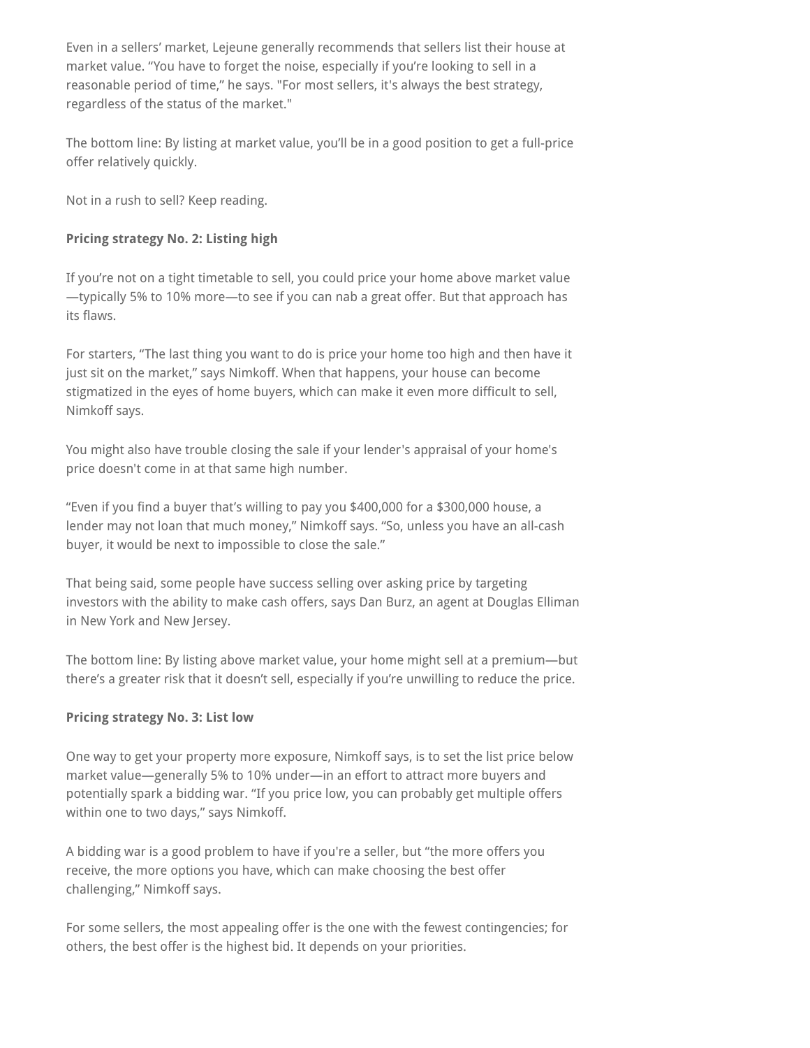Even in a sellers' market, Lejeune generally recommends that sellers list their house at market value. "You have to forget the noise, especially if you're looking to sell in a reasonable period of time," he says. "For most sellers, it's always the best strategy, regardless of the status of the market."

The bottom line: By listing at market value, you'll be in a good position to get a full-price offer relatively quickly.

Not in a rush to sell? Keep reading.

**Pricing strategy No. 2: Listing high**

If you're not on a tight timetable to sell, you could price your home above market value—typically 5% to 10% more—to see if you can nab a great offer. But that approach has its flaws.

For starters, "The last thing you want to do is price your home too high and then have it just sit on the market," says Nimkoff. When that happens, your house can become stigmatized in the eyes of home buyers, which can make it even more difficult to sell, Nimkoff says.

You might also have trouble closing the sale if your lender's appraisal of your home's price doesn't come in at that same high number.

"Even if you find a buyer that's willing to pay you $400,000 for a $300,000 house, a lender may not loan that much money," Nimkoff says. "So, unless you have an all-cash buyer, it would be next to impossible to close the sale."

That being said, some people have success selling over asking price by targeting investors with the ability to make cash offers, says Dan Burz, an agent at Douglas Elliman in New York and New Jersey.

The bottom line: By listing above market value, your home might sell at a premium—but there's a greater risk that it doesn't sell, especially if you're unwilling to reduce the price.

**Pricing strategy No. 3: List low**

One way to get your property more exposure, Nimkoff says, is to set the list price below market value—generally 5% to 10% under—in an effort to attract more buyers and potentially spark a bidding war. "If you price low, you can probably get multiple offers within one to two days," says Nimkoff.

A bidding war is a good problem to have if you're a seller, but "the more offers you receive, the more options you have, which can make choosing the best offer challenging," Nimkoff says.

For some sellers, the most appealing offer is the one with the fewest contingencies; for others, the best offer is the highest bid. It depends on your priorities.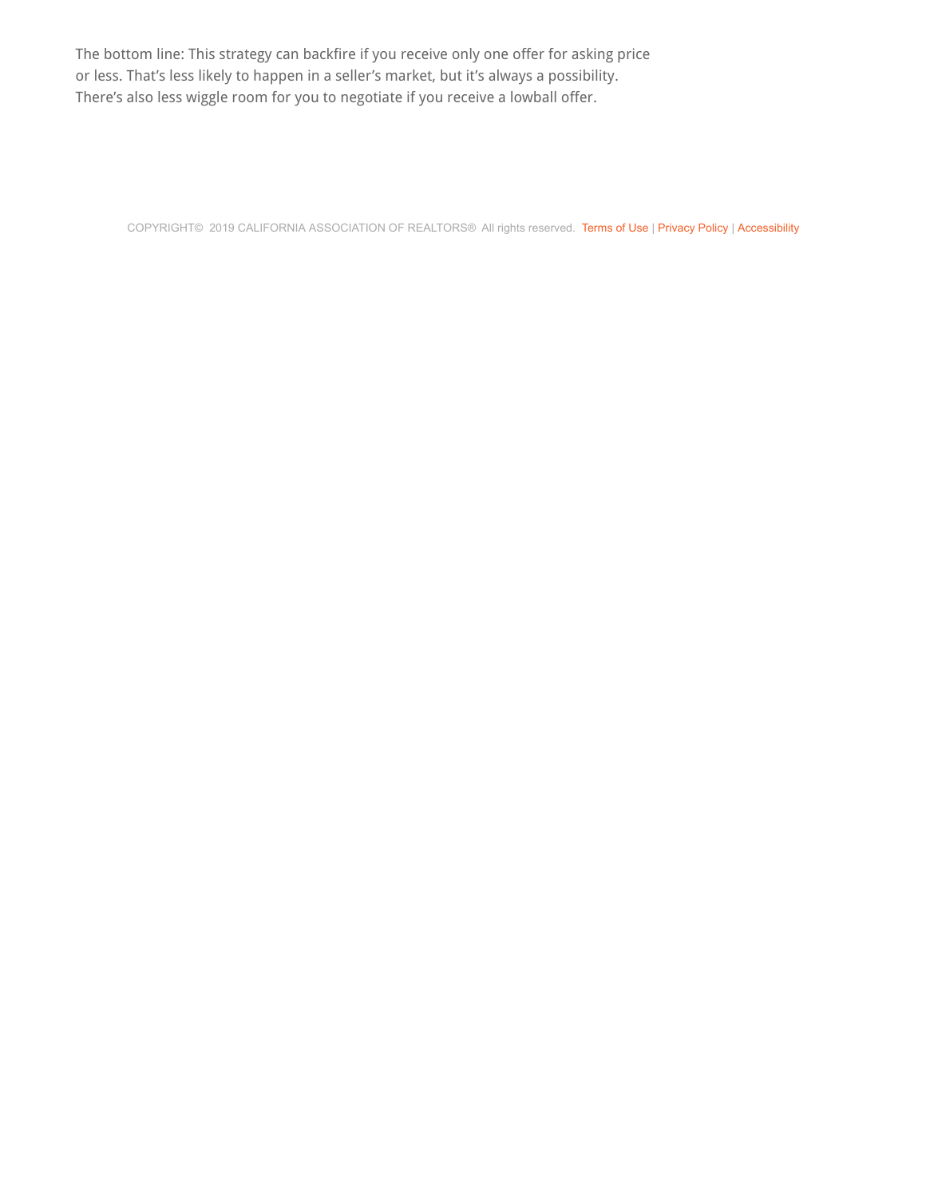The bottom line: This strategy can backfire if you receive only one offer for asking price or less. That's less likely to happen in a seller's market, but it's always a possibility. There's also less wiggle room for you to negotiate if you receive a lowball offer.

COPYRIGHT© 2019 CALIFORNIA ASSOCIATION OF REALTORS® All rights reserved. Terms of Use | Privacy Policy | Accessibility